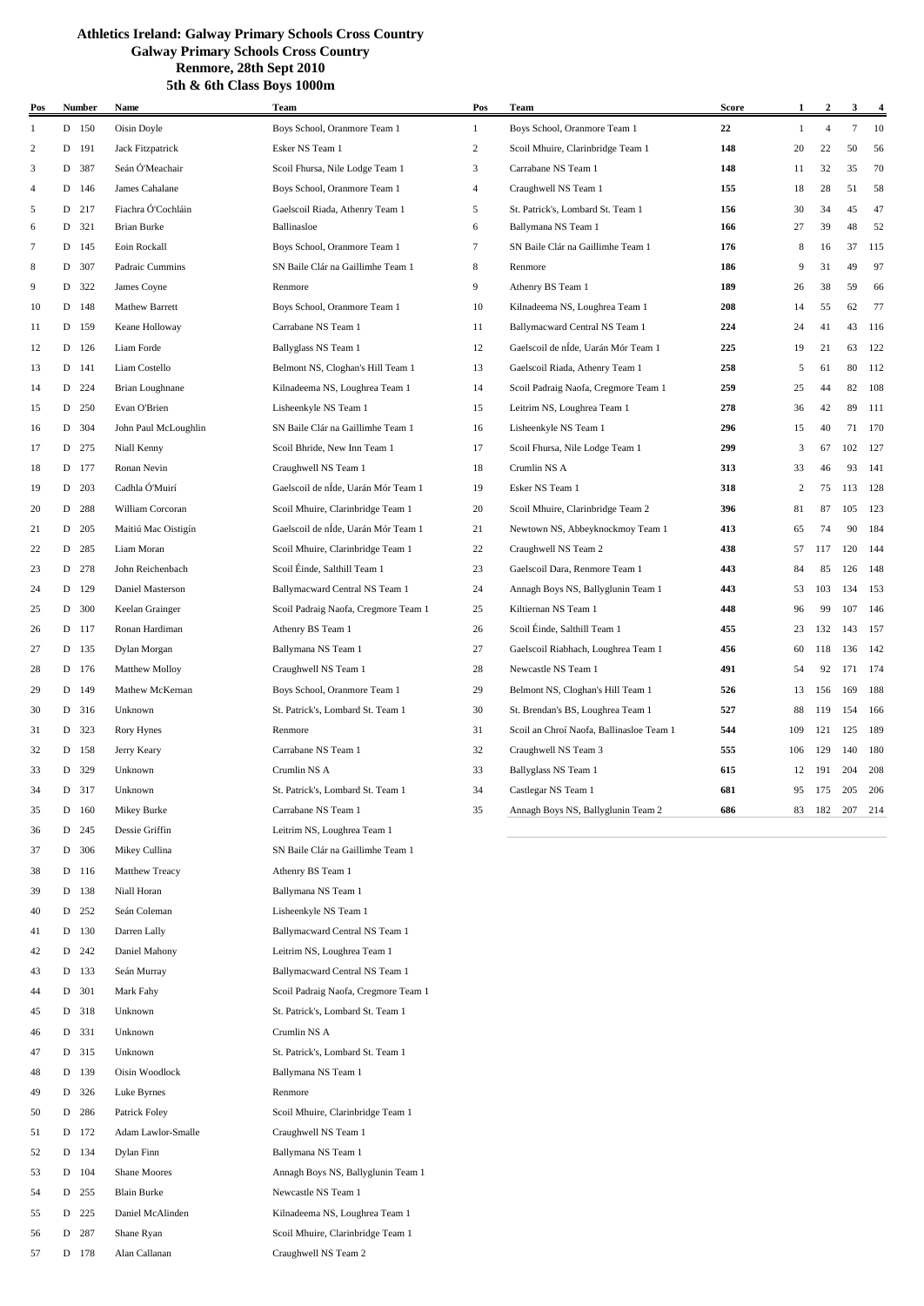**Athletics Ireland: Galway Primary Schools Cross Country**
**Galway Primary Schools Cross Country**
**Renmore, 28th Sept 2010**
**5th & 6th Class Boys 1000m**

| Pos | Number | Name | Team |
|---|---|---|---|
| 1 | D 150 | Oisin Doyle | Boys School, Oranmore Team 1 |
| 2 | D 191 | Jack Fitzpatrick | Esker NS Team 1 |
| 3 | D 387 | Seán Ó'Meachair | Scoil Fhursa, Nile Lodge Team 1 |
| 4 | D 146 | James Cahalane | Boys School, Oranmore Team 1 |
| 5 | D 217 | Fiachra Ó'Cochláin | Gaelscoil Riada, Athenry Team 1 |
| 6 | D 321 | Brian Burke | Ballinasloe |
| 7 | D 145 | Eoin Rockall | Boys School, Oranmore Team 1 |
| 8 | D 307 | Padraic Cummins | SN Baile Clár na Gaillimhe Team 1 |
| 9 | D 322 | James Coyne | Renmore |
| 10 | D 148 | Mathew Barrett | Boys School, Oranmore Team 1 |
| 11 | D 159 | Keane Holloway | Carrabane NS Team 1 |
| 12 | D 126 | Liam Forde | Ballyglass NS Team 1 |
| 13 | D 141 | Liam Costello | Belmont NS, Cloghan's Hill Team 1 |
| 14 | D 224 | Brian Loughnane | Kilnadeema NS, Loughrea Team 1 |
| 15 | D 250 | Evan O'Brien | Lisheenkyle NS Team 1 |
| 16 | D 304 | John Paul McLoughlin | SN Baile Clár na Gaillimhe Team 1 |
| 17 | D 275 | Niall Kenny | Scoil Bhride, New Inn Team 1 |
| 18 | D 177 | Ronan Nevin | Craughwell NS Team 1 |
| 19 | D 203 | Cadhla Ó'Muirí | Gaelscoil de nÍde, Uarán Mór Team 1 |
| 20 | D 288 | William Corcoran | Scoil Mhuire, Clarinbridge Team 1 |
| 21 | D 205 | Maitiú Mac Oistigín | Gaelscoil de nÍde, Uarán Mór Team 1 |
| 22 | D 285 | Liam Moran | Scoil Mhuire, Clarinbridge Team 1 |
| 23 | D 278 | John Reichenbach | Scoil Éinde, Salthill Team 1 |
| 24 | D 129 | Daniel Masterson | Ballymacward Central NS Team 1 |
| 25 | D 300 | Keelan Grainger | Scoil Padraig Naofa, Cregmore Team 1 |
| 26 | D 117 | Ronan Hardiman | Athenry BS Team 1 |
| 27 | D 135 | Dylan Morgan | Ballymana NS Team 1 |
| 28 | D 176 | Matthew Molloy | Craughwell NS Team 1 |
| 29 | D 149 | Mathew McKernan | Boys School, Oranmore Team 1 |
| 30 | D 316 | Unknown | St. Patrick's, Lombard St. Team 1 |
| 31 | D 323 | Rory Hynes | Renmore |
| 32 | D 158 | Jerry Keary | Carrabane NS Team 1 |
| 33 | D 329 | Unknown | Crumlin NS A |
| 34 | D 317 | Unknown | St. Patrick's, Lombard St. Team 1 |
| 35 | D 160 | Mikey Burke | Carrabane NS Team 1 |
| 36 | D 245 | Dessie Griffin | Leitrim NS, Loughrea Team 1 |
| 37 | D 306 | Mikey Cullina | SN Baile Clár na Gaillimhe Team 1 |
| 38 | D 116 | Matthew Treacy | Athenry BS Team 1 |
| 39 | D 138 | Niall Horan | Ballymana NS Team 1 |
| 40 | D 252 | Seán Coleman | Lisheenkyle NS Team 1 |
| 41 | D 130 | Darren Lally | Ballymacward Central NS Team 1 |
| 42 | D 242 | Daniel Mahony | Leitrim NS, Loughrea Team 1 |
| 43 | D 133 | Seán Murray | Ballymacward Central NS Team 1 |
| 44 | D 301 | Mark Fahy | Scoil Padraig Naofa, Cregmore Team 1 |
| 45 | D 318 | Unknown | St. Patrick's, Lombard St. Team 1 |
| 46 | D 331 | Unknown | Crumlin NS A |
| 47 | D 315 | Unknown | St. Patrick's, Lombard St. Team 1 |
| 48 | D 139 | Oisin Woodlock | Ballymana NS Team 1 |
| 49 | D 326 | Luke Byrnes | Renmore |
| 50 | D 286 | Patrick Foley | Scoil Mhuire, Clarinbridge Team 1 |
| 51 | D 172 | Adam Lawlor-Smalle | Craughwell NS Team 1 |
| 52 | D 134 | Dylan Finn | Ballymana NS Team 1 |
| 53 | D 104 | Shane Moores | Annagh Boys NS, Ballyglunin Team 1 |
| 54 | D 255 | Blain Burke | Newcastle NS Team 1 |
| 55 | D 225 | Daniel McAlinden | Kilnadeema NS, Loughrea Team 1 |
| 56 | D 287 | Shane Ryan | Scoil Mhuire, Clarinbridge Team 1 |
| 57 | D 178 | Alan Callanan | Craughwell NS Team 2 |

| Pos | Team | Score | 1 | 2 | 3 | 4 |
|---|---|---|---|---|---|---|
| 1 | Boys School, Oranmore Team 1 | **22** | 1 | 4 | 7 | 10 |
| 2 | Scoil Mhuire, Clarinbridge Team 1 | **148** | 20 | 22 | 50 | 56 |
| 3 | Carrabane NS Team 1 | **148** | 11 | 32 | 35 | 70 |
| 4 | Craughwell NS Team 1 | **155** | 18 | 28 | 51 | 58 |
| 5 | St. Patrick's, Lombard St. Team 1 | **156** | 30 | 34 | 45 | 47 |
| 6 | Ballymana NS Team 1 | **166** | 27 | 39 | 48 | 52 |
| 7 | SN Baile Clár na Gaillimhe Team 1 | **176** | 8 | 16 | 37 | 115 |
| 8 | Renmore | **186** | 9 | 31 | 49 | 97 |
| 9 | Athenry BS Team 1 | **189** | 26 | 38 | 59 | 66 |
| 10 | Kilnadeema NS, Loughrea Team 1 | **208** | 14 | 55 | 62 | 77 |
| 11 | Ballymacward Central NS Team 1 | **224** | 24 | 41 | 43 | 116 |
| 12 | Gaelscoil de nÍde, Uarán Mór Team 1 | **225** | 19 | 21 | 63 | 122 |
| 13 | Gaelscoil Riada, Athenry Team 1 | **258** | 5 | 61 | 80 | 112 |
| 14 | Scoil Padraig Naofa, Cregmore Team 1 | **259** | 25 | 44 | 82 | 108 |
| 15 | Leitrim NS, Loughrea Team 1 | **278** | 36 | 42 | 89 | 111 |
| 16 | Lisheenkyle NS Team 1 | **296** | 15 | 40 | 71 | 170 |
| 17 | Scoil Fhursa, Nile Lodge Team 1 | **299** | 3 | 67 | 102 | 127 |
| 18 | Crumlin NS A | **313** | 33 | 46 | 93 | 141 |
| 19 | Esker NS Team 1 | **318** | 2 | 75 | 113 | 128 |
| 20 | Scoil Mhuire, Clarinbridge Team 2 | **396** | 81 | 87 | 105 | 123 |
| 21 | Newtown NS, Abbeyknockmoy Team 1 | **413** | 65 | 74 | 90 | 184 |
| 22 | Craughwell NS Team 2 | **438** | 57 | 117 | 120 | 144 |
| 23 | Gaelscoil Dara, Renmore Team 1 | **443** | 84 | 85 | 126 | 148 |
| 24 | Annagh Boys NS, Ballyglunin Team 1 | **443** | 53 | 103 | 134 | 153 |
| 25 | Kiltiernan NS Team 1 | **448** | 96 | 99 | 107 | 146 |
| 26 | Scoil Éinde, Salthill Team 1 | **455** | 23 | 132 | 143 | 157 |
| 27 | Gaelscoil Riabhach, Loughrea Team 1 | **456** | 60 | 118 | 136 | 142 |
| 28 | Newcastle NS Team 1 | **491** | 54 | 92 | 171 | 174 |
| 29 | Belmont NS, Cloghan's Hill Team 1 | **526** | 13 | 156 | 169 | 188 |
| 30 | St. Brendan's BS, Loughrea Team 1 | **527** | 88 | 119 | 154 | 166 |
| 31 | Scoil an Chroí Naofa, Ballinasloe Team 1 | **544** | 109 | 121 | 125 | 189 |
| 32 | Craughwell NS Team 3 | **555** | 106 | 129 | 140 | 180 |
| 33 | Ballyglass NS Team 1 | **615** | 12 | 191 | 204 | 208 |
| 34 | Castlegar NS Team 1 | **681** | 95 | 175 | 205 | 206 |
| 35 | Annagh Boys NS, Ballyglunin Team 2 | **686** | 83 | 182 | 207 | 214 |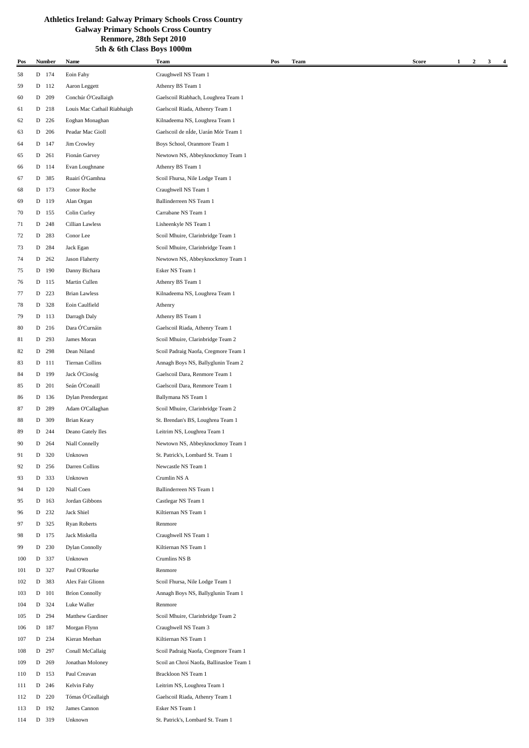# Athletics Ireland: Galway Primary Schools Cross Country

## Galway Primary Schools Cross Country

### Renmore, 28th Sept 2010

### 5th & 6th Class Boys 1000m

| Pos | Number | Name | Team | Pos | Team | Score | 1 | 2 | 3 | 4 |
|---|---|---|---|---|---|---|---|---|---|---|
| 58 | D 174 | Eoin Fahy | Craughwell NS Team 1 | | | | | | | |
| 59 | D 112 | Aaron Leggett | Athenry BS Team 1 | | | | | | | |
| 60 | D 209 | Conchúr Ó'Ceallaigh | Gaelscoil Riabhach, Loughrea Team 1 | | | | | | | |
| 61 | D 218 | Louis Mac Cathail Riabhaigh | Gaelscoil Riada, Athenry Team 1 | | | | | | | |
| 62 | D 226 | Eoghan Monaghan | Kilnadeema NS, Loughrea Team 1 | | | | | | | |
| 63 | D 206 | Peadar Mac Gioll | Gaelscoil de nÍde, Uarán Mór Team 1 | | | | | | | |
| 64 | D 147 | Jim Crowley | Boys School, Oranmore Team 1 | | | | | | | |
| 65 | D 261 | Fionán Garvey | Newtown NS, Abbeyknockmoy Team 1 | | | | | | | |
| 66 | D 114 | Evan Loughnane | Athenry BS Team 1 | | | | | | | |
| 67 | D 385 | Ruairí Ó'Gamhna | Scoil Fhursa, Nile Lodge Team 1 | | | | | | | |
| 68 | D 173 | Conor Roche | Craughwell NS Team 1 | | | | | | | |
| 69 | D 119 | Alan Organ | Ballinderreen NS Team 1 | | | | | | | |
| 70 | D 155 | Colin Curley | Carrabane NS Team 1 | | | | | | | |
| 71 | D 248 | Cillian Lawless | Lisheenkyle NS Team 1 | | | | | | | |
| 72 | D 283 | Conor Lee | Scoil Mhuire, Clarinbridge Team 1 | | | | | | | |
| 73 | D 284 | Jack Egan | Scoil Mhuire, Clarinbridge Team 1 | | | | | | | |
| 74 | D 262 | Jason Flaherty | Newtown NS, Abbeyknockmoy Team 1 | | | | | | | |
| 75 | D 190 | Danny Bichara | Esker NS Team 1 | | | | | | | |
| 76 | D 115 | Martin Cullen | Athenry BS Team 1 | | | | | | | |
| 77 | D 223 | Brian Lawless | Kilnadeema NS, Loughrea Team 1 | | | | | | | |
| 78 | D 328 | Eoin Caulfield | Athenry | | | | | | | |
| 79 | D 113 | Darragh Daly | Athenry BS Team 1 | | | | | | | |
| 80 | D 216 | Dara Ó'Curnáin | Gaelscoil Riada, Athenry Team 1 | | | | | | | |
| 81 | D 293 | James Moran | Scoil Mhuire, Clarinbridge Team 2 | | | | | | | |
| 82 | D 298 | Dean Niland | Scoil Padraig Naofa, Cregmore Team 1 | | | | | | | |
| 83 | D 111 | Tiernan Collins | Annagh Boys NS, Ballyglunin Team 2 | | | | | | | |
| 84 | D 199 | Jack Ó'Ciosóg | Gaelscoil Dara, Renmore Team 1 | | | | | | | |
| 85 | D 201 | Seán Ó'Conaill | Gaelscoil Dara, Renmore Team 1 | | | | | | | |
| 86 | D 136 | Dylan Prendergast | Ballymana NS Team 1 | | | | | | | |
| 87 | D 289 | Adam O'Callaghan | Scoil Mhuire, Clarinbridge Team 2 | | | | | | | |
| 88 | D 309 | Brian Keary | St. Brendan's BS, Loughrea Team 1 | | | | | | | |
| 89 | D 244 | Deano Gately Iles | Leitrim NS, Loughrea Team 1 | | | | | | | |
| 90 | D 264 | Niall Connelly | Newtown NS, Abbeyknockmoy Team 1 | | | | | | | |
| 91 | D 320 | Unknown | St. Patrick's, Lombard St. Team 1 | | | | | | | |
| 92 | D 256 | Darren Collins | Newcastle NS Team 1 | | | | | | | |
| 93 | D 333 | Unknown | Crumlin NS A | | | | | | | |
| 94 | D 120 | Niall Coen | Ballinderreen NS Team 1 | | | | | | | |
| 95 | D 163 | Jordan Gibbons | Castlegar NS Team 1 | | | | | | | |
| 96 | D 232 | Jack Shiel | Kiltiernan NS Team 1 | | | | | | | |
| 97 | D 325 | Ryan Roberts | Renmore | | | | | | | |
| 98 | D 175 | Jack Miskella | Craughwell NS Team 1 | | | | | | | |
| 99 | D 230 | Dylan Connolly | Kiltiernan NS Team 1 | | | | | | | |
| 100 | D 337 | Unknown | Crumlins NS B | | | | | | | |
| 101 | D 327 | Paul O'Rourke | Renmore | | | | | | | |
| 102 | D 383 | Alex Fair Glionn | Scoil Fhursa, Nile Lodge Team 1 | | | | | | | |
| 103 | D 101 | Bríon Connolly | Annagh Boys NS, Ballyglunin Team 1 | | | | | | | |
| 104 | D 324 | Luke Waller | Renmore | | | | | | | |
| 105 | D 294 | Matthew Gardiner | Scoil Mhuire, Clarinbridge Team 2 | | | | | | | |
| 106 | D 187 | Morgan Flynn | Craughwell NS Team 3 | | | | | | | |
| 107 | D 234 | Kieran Meehan | Kiltiernan NS Team 1 | | | | | | | |
| 108 | D 297 | Conall McCallaig | Scoil Padraig Naofa, Cregmore Team 1 | | | | | | | |
| 109 | D 269 | Jonathan Moloney | Scoil an Chroí Naofa, Ballinasloe Team 1 | | | | | | | |
| 110 | D 153 | Paul Creavan | Brackloon NS Team 1 | | | | | | | |
| 111 | D 246 | Kelvin Fahy | Leitrim NS, Loughrea Team 1 | | | | | | | |
| 112 | D 220 | Tómas Ó'Ceallaigh | Gaelscoil Riada, Athenry Team 1 | | | | | | | |
| 113 | D 192 | James Cannon | Esker NS Team 1 | | | | | | | |
| 114 | D 319 | Unknown | St. Patrick's, Lombard St. Team 1 | | | | | | | |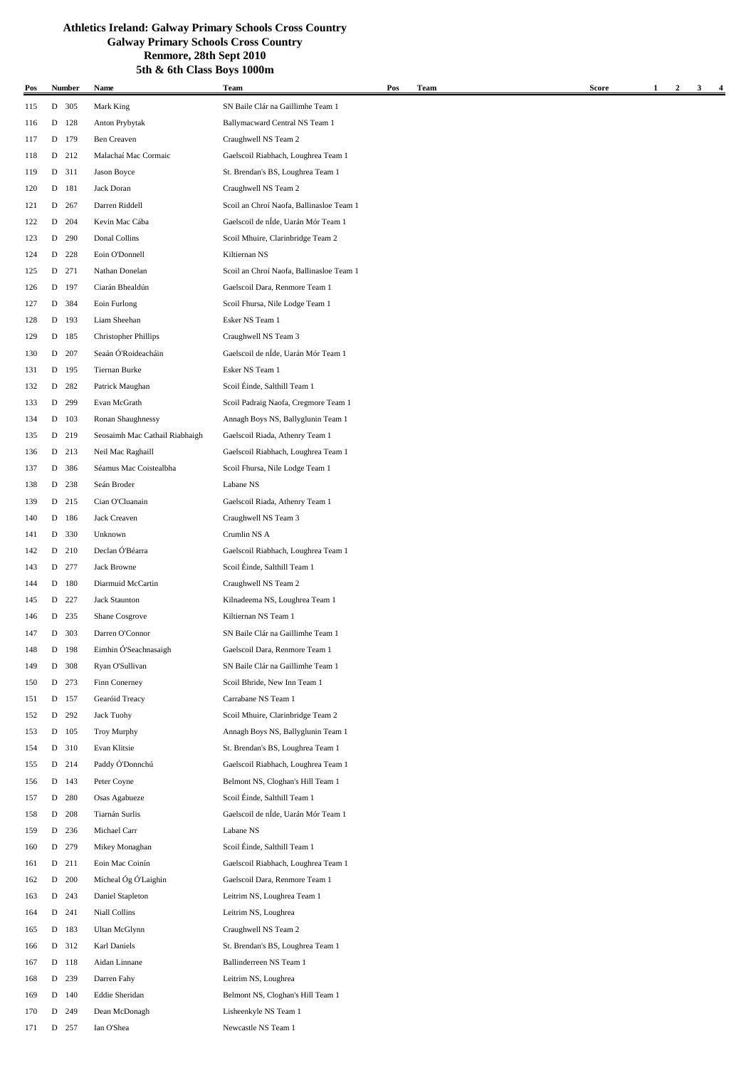**Athletics Ireland: Galway Primary Schools Cross Country**

**Galway Primary Schools Cross Country**

**Renmore, 28th Sept 2010**

**5th & 6th Class Boys 1000m**

| Pos | Number | Name | Team | Pos | Team | Score | 1 | 2 | 3 | 4 |
|---|---|---|---|---|---|---|---|---|---|---|
| 115 | D 305 | Mark King | SN Baile Clár na Gaillimhe Team 1 | | | | | | | |
| 116 | D 128 | Anton Prybytak | Ballymacward Central NS Team 1 | | | | | | | |
| 117 | D 179 | Ben Creaven | Craughwell NS Team 2 | | | | | | | |
| 118 | D 212 | Malachaí Mac Cormaic | Gaelscoil Riabhach, Loughrea Team 1 | | | | | | | |
| 119 | D 311 | Jason Boyce | St. Brendan's BS, Loughrea Team 1 | | | | | | | |
| 120 | D 181 | Jack Doran | Craughwell NS Team 2 | | | | | | | |
| 121 | D 267 | Darren Riddell | Scoil an Chroí Naofa, Ballinasloe Team 1 | | | | | | | |
| 122 | D 204 | Kevin Mac Cába | Gaelscoil de nÍde, Uarán Mór Team 1 | | | | | | | |
| 123 | D 290 | Donal Collins | Scoil Mhuire, Clarinbridge Team 2 | | | | | | | |
| 124 | D 228 | Eoin O'Donnell | Kiltiernan NS | | | | | | | |
| 125 | D 271 | Nathan Donelan | Scoil an Chroí Naofa, Ballinasloe Team 1 | | | | | | | |
| 126 | D 197 | Ciarán Bhealdún | Gaelscoil Dara, Renmore Team 1 | | | | | | | |
| 127 | D 384 | Eoin Furlong | Scoil Fhursa, Nile Lodge Team 1 | | | | | | | |
| 128 | D 193 | Liam Sheehan | Esker NS Team 1 | | | | | | | |
| 129 | D 185 | Christopher Phillips | Craughwell NS Team 3 | | | | | | | |
| 130 | D 207 | Seaán Ó'Roideacháin | Gaelscoil de nÍde, Uarán Mór Team 1 | | | | | | | |
| 131 | D 195 | Tiernan Burke | Esker NS Team 1 | | | | | | | |
| 132 | D 282 | Patrick Maughan | Scoil Éinde, Salthill Team 1 | | | | | | | |
| 133 | D 299 | Evan McGrath | Scoil Padraig Naofa, Cregmore Team 1 | | | | | | | |
| 134 | D 103 | Ronan Shaughnessy | Annagh Boys NS, Ballyglunin Team 1 | | | | | | | |
| 135 | D 219 | Seosaimh Mac Cathail Riabhaigh | Gaelscoil Riada, Athenry Team 1 | | | | | | | |
| 136 | D 213 | Neil Mac Raghaill | Gaelscoil Riabhach, Loughrea Team 1 | | | | | | | |
| 137 | D 386 | Séamus Mac Coistealbha | Scoil Fhursa, Nile Lodge Team 1 | | | | | | | |
| 138 | D 238 | Seán Broder | Labane NS | | | | | | | |
| 139 | D 215 | Cian O'Cluanain | Gaelscoil Riada, Athenry Team 1 | | | | | | | |
| 140 | D 186 | Jack Creaven | Craughwell NS Team 3 | | | | | | | |
| 141 | D 330 | Unknown | Crumlin NS A | | | | | | | |
| 142 | D 210 | Declan Ó'Béarra | Gaelscoil Riabhach, Loughrea Team 1 | | | | | | | |
| 143 | D 277 | Jack Browne | Scoil Éinde, Salthill Team 1 | | | | | | | |
| 144 | D 180 | Diarmuid McCartin | Craughwell NS Team 2 | | | | | | | |
| 145 | D 227 | Jack Staunton | Kilnadeema NS, Loughrea Team 1 | | | | | | | |
| 146 | D 235 | Shane Cosgrove | Kiltiernan NS Team 1 | | | | | | | |
| 147 | D 303 | Darren O'Connor | SN Baile Clár na Gaillimhe Team 1 | | | | | | | |
| 148 | D 198 | Eimhin Ó'Seachnasaigh | Gaelscoil Dara, Renmore Team 1 | | | | | | | |
| 149 | D 308 | Ryan O'Sullivan | SN Baile Clár na Gaillimhe Team 1 | | | | | | | |
| 150 | D 273 | Finn Conerney | Scoil Bhride, New Inn Team 1 | | | | | | | |
| 151 | D 157 | Gearóid Treacy | Carrabane NS Team 1 | | | | | | | |
| 152 | D 292 | Jack Tuohy | Scoil Mhuire, Clarinbridge Team 2 | | | | | | | |
| 153 | D 105 | Troy Murphy | Annagh Boys NS, Ballyglunin Team 1 | | | | | | | |
| 154 | D 310 | Evan Klitsie | St. Brendan's BS, Loughrea Team 1 | | | | | | | |
| 155 | D 214 | Paddy Ó'Donnchú | Gaelscoil Riabhach, Loughrea Team 1 | | | | | | | |
| 156 | D 143 | Peter Coyne | Belmont NS, Cloghan's Hill Team 1 | | | | | | | |
| 157 | D 280 | Osas Agabueze | Scoil Éinde, Salthill Team 1 | | | | | | | |
| 158 | D 208 | Tiarnán Surlis | Gaelscoil de nÍde, Uarán Mór Team 1 | | | | | | | |
| 159 | D 236 | Michael Carr | Labane NS | | | | | | | |
| 160 | D 279 | Mikey Monaghan | Scoil Éinde, Salthill Team 1 | | | | | | | |
| 161 | D 211 | Eoin Mac Coinín | Gaelscoil Riabhach, Loughrea Team 1 | | | | | | | |
| 162 | D 200 | Mícheal Óg Ó'Laighin | Gaelscoil Dara, Renmore Team 1 | | | | | | | |
| 163 | D 243 | Daniel Stapleton | Leitrim NS, Loughrea Team 1 | | | | | | | |
| 164 | D 241 | Niall Collins | Leitrim NS, Loughrea | | | | | | | |
| 165 | D 183 | Ultan McGlynn | Craughwell NS Team 2 | | | | | | | |
| 166 | D 312 | Karl Daniels | St. Brendan's BS, Loughrea Team 1 | | | | | | | |
| 167 | D 118 | Aidan Linnane | Ballinderreen NS Team 1 | | | | | | | |
| 168 | D 239 | Darren Fahy | Leitrim NS, Loughrea | | | | | | | |
| 169 | D 140 | Eddie Sheridan | Belmont NS, Cloghan's Hill Team 1 | | | | | | | |
| 170 | D 249 | Dean McDonagh | Lisheenkyle NS Team 1 | | | | | | | |
| 171 | D 257 | Ian O'Shea | Newcastle NS Team 1 | | | | | | | |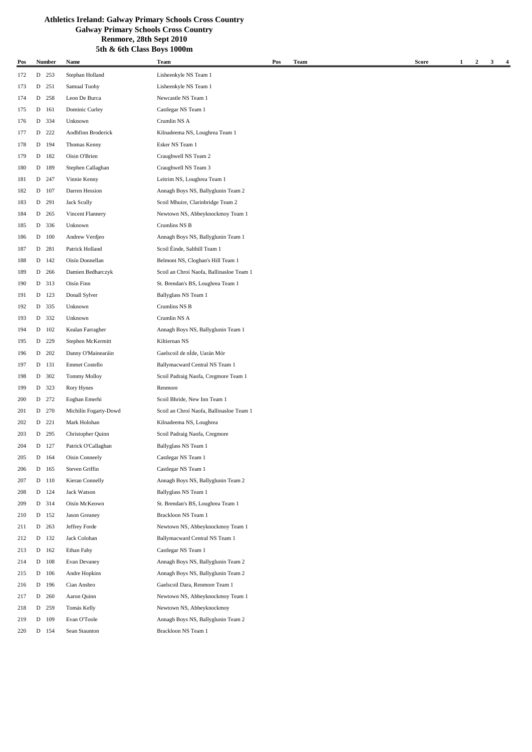# Athletics Ireland: Galway Primary Schools Cross Country

## Galway Primary Schools Cross Country

### Renmore, 28th Sept 2010

### 5th & 6th Class Boys 1000m

| Pos | Number | Name | Team | Pos | Team | Score | 1 | 2 | 3 | 4 |
|---|---|---|---|---|---|---|---|---|---|---|
| 172 | D 253 | Stephan Holland | Lisheenkyle NS Team 1 | | | | | | | |
| 173 | D 251 | Samual Tuohy | Lisheenkyle NS Team 1 | | | | | | | |
| 174 | D 258 | Leon De Burca | Newcastle NS Team 1 | | | | | | | |
| 175 | D 161 | Dominic Curley | Castlegar NS Team 1 | | | | | | | |
| 176 | D 334 | Unknown | Crumlin NS A | | | | | | | |
| 177 | D 222 | Aodhfinn Broderick | Kilnadeema NS, Loughrea Team 1 | | | | | | | |
| 178 | D 194 | Thomas Kenny | Esker NS Team 1 | | | | | | | |
| 179 | D 182 | Oisin O'Brien | Craughwell NS Team 2 | | | | | | | |
| 180 | D 189 | Stephen Callaghan | Craughwell NS Team 3 | | | | | | | |
| 181 | D 247 | Vinnie Kenny | Leitrim NS, Loughrea Team 1 | | | | | | | |
| 182 | D 107 | Darren Hession | Annagh Boys NS, Ballyglunin Team 2 | | | | | | | |
| 183 | D 291 | Jack Scully | Scoil Mhuire, Clarinbridge Team 2 | | | | | | | |
| 184 | D 265 | Vincent Flannery | Newtown NS, Abbeyknockmoy Team 1 | | | | | | | |
| 185 | D 336 | Unknown | Crumlins NS B | | | | | | | |
| 186 | D 100 | Andrew Verdjeo | Annagh Boys NS, Ballyglunin Team 1 | | | | | | | |
| 187 | D 281 | Patrick Holland | Scoil Éinde, Salthill Team 1 | | | | | | | |
| 188 | D 142 | Oisín Donnellan | Belmont NS, Cloghan's Hill Team 1 | | | | | | | |
| 189 | D 266 | Damien Bedharczyk | Scoil an Chroí Naofa, Ballinasloe Team 1 | | | | | | | |
| 190 | D 313 | Oisín Finn | St. Brendan's BS, Loughrea Team 1 | | | | | | | |
| 191 | D 123 | Donall Sylver | Ballyglass NS Team 1 | | | | | | | |
| 192 | D 335 | Unknown | Crumlins NS B | | | | | | | |
| 193 | D 332 | Unknown | Crumlin NS A | | | | | | | |
| 194 | D 102 | Kealan Farragher | Annagh Boys NS, Ballyglunin Team 1 | | | | | | | |
| 195 | D 229 | Stephen McKermitt | Kiltiernan NS | | | | | | | |
| 196 | D 202 | Danny O'Mainearáin | Gaelscoil de nÍde, Uarán Mór | | | | | | | |
| 197 | D 131 | Emmet Costello | Ballymacward Central NS Team 1 | | | | | | | |
| 198 | D 302 | Tommy Molloy | Scoil Padraig Naofa, Cregmore Team 1 | | | | | | | |
| 199 | D 323 | Rory Hynes | Renmore | | | | | | | |
| 200 | D 272 | Eoghan Emerhi | Scoil Bhride, New Inn Team 1 | | | | | | | |
| 201 | D 270 | Michilín Fogarty-Dowd | Scoil an Chroí Naofa, Ballinasloe Team 1 | | | | | | | |
| 202 | D 221 | Mark Holohan | Kilnadeema NS, Loughrea | | | | | | | |
| 203 | D 295 | Christopher Quinn | Scoil Padraig Naofa, Cregmore | | | | | | | |
| 204 | D 127 | Patrick O'Callaghan | Ballyglass NS Team 1 | | | | | | | |
| 205 | D 164 | Oisin Conneely | Castlegar NS Team 1 | | | | | | | |
| 206 | D 165 | Steven Griffin | Castlegar NS Team 1 | | | | | | | |
| 207 | D 110 | Kieran Connelly | Annagh Boys NS, Ballyglunin Team 2 | | | | | | | |
| 208 | D 124 | Jack Watson | Ballyglass NS Team 1 | | | | | | | |
| 209 | D 314 | Oisín McKeown | St. Brendan's BS, Loughrea Team 1 | | | | | | | |
| 210 | D 152 | Jason Greaney | Brackloon NS Team 1 | | | | | | | |
| 211 | D 263 | Jeffrey Forde | Newtown NS, Abbeyknockmoy Team 1 | | | | | | | |
| 212 | D 132 | Jack Colohan | Ballymacward Central NS Team 1 | | | | | | | |
| 213 | D 162 | Ethan Fahy | Castlegar NS Team 1 | | | | | | | |
| 214 | D 108 | Evan Devaney | Annagh Boys NS, Ballyglunin Team 2 | | | | | | | |
| 215 | D 106 | Andre Hopkins | Annagh Boys NS, Ballyglunin Team 2 | | | | | | | |
| 216 | D 196 | Cian Ansbro | Gaelscoil Dara, Renmore Team 1 | | | | | | | |
| 217 | D 260 | Aaron Quinn | Newtown NS, Abbeyknockmoy Team 1 | | | | | | | |
| 218 | D 259 | Tomás Kelly | Newtown NS, Abbeyknockmoy | | | | | | | |
| 219 | D 109 | Evan O'Toole | Annagh Boys NS, Ballyglunin Team 2 | | | | | | | |
| 220 | D 154 | Sean Staunton | Brackloon NS Team 1 | | | | | | | |